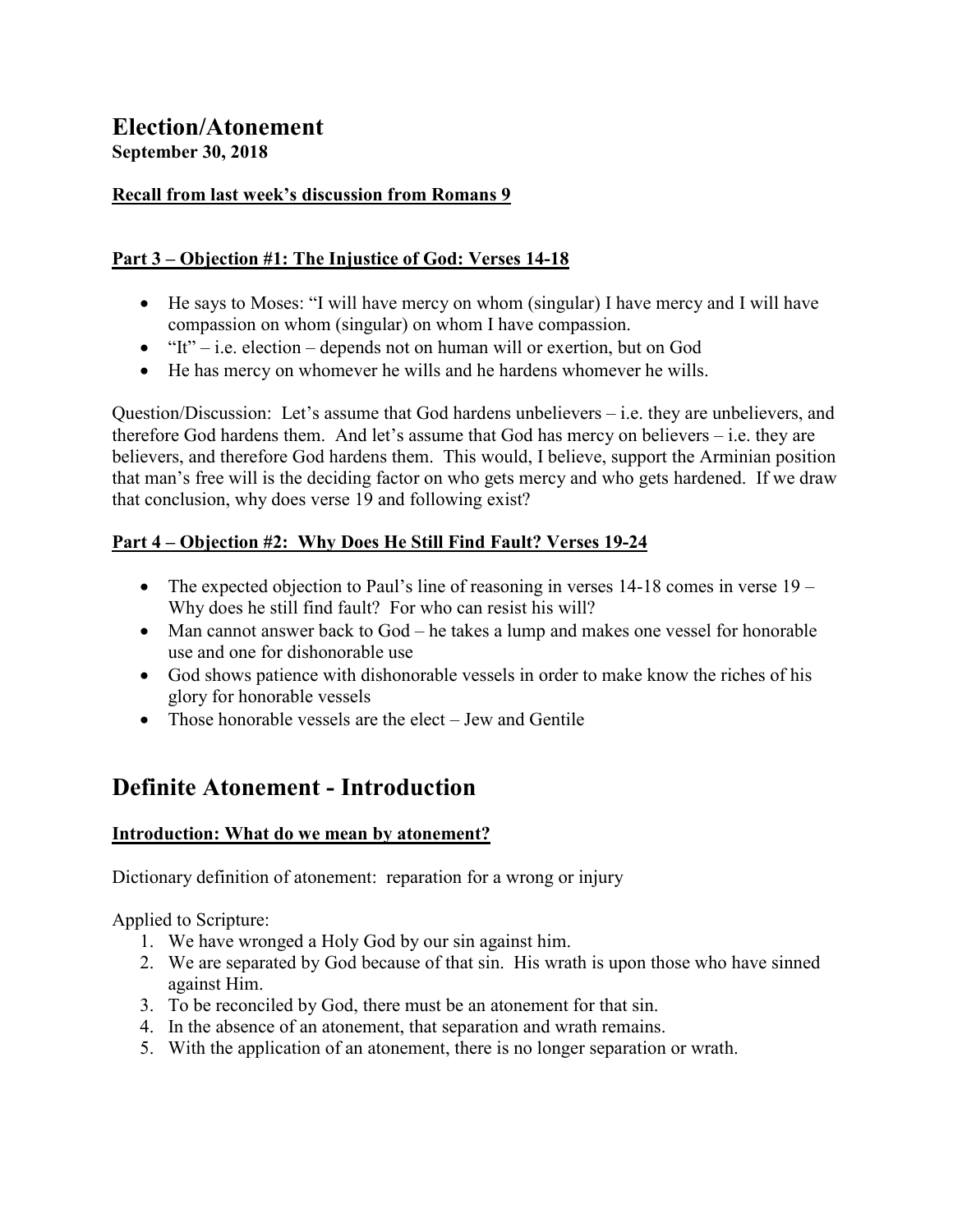# Election/Atonement

**September 30, 2018**

**Recall from last week's discussion from Romans 9**

**Part 3 – Objection #1: The Injustice of God: Verses 14-18**

- He says to Moses: "I will have mercy on whom (singular) I have mercy and I will have compassion on whom (singular) on whom I have compassion.
- "It" – i.e. election – depends not on human will or exertion, but on God
- He has mercy on whomever he wills and he hardens whomever he wills.

Question/Discussion: Let's assume that God hardens unbelievers – i.e. they are unbelievers, and therefore God hardens them. And let's assume that God has mercy on believers – i.e. they are believers, and therefore God hardens them. This would, I believe, support the Arminian position that man's free will is the deciding factor on who gets mercy and who gets hardened. If we draw that conclusion, why does verse 19 and following exist?

**Part 4 – Objection #2: Why Does He Still Find Fault? Verses 19-24**

- The expected objection to Paul's line of reasoning in verses 14-18 comes in verse 19 – Why does he still find fault? For who can resist his will?
- Man cannot answer back to God – he takes a lump and makes one vessel for honorable use and one for dishonorable use
- God shows patience with dishonorable vessels in order to make know the riches of his glory for honorable vessels
- Those honorable vessels are the elect – Jew and Gentile

# Definite Atonement - Introduction

**Introduction: What do we mean by atonement?**

Dictionary definition of atonement: reparation for a wrong or injury

Applied to Scripture:

1. We have wronged a Holy God by our sin against him.
2. We are separated by God because of that sin. His wrath is upon those who have sinned against Him.
3. To be reconciled by God, there must be an atonement for that sin.
4. In the absence of an atonement, that separation and wrath remains.
5. With the application of an atonement, there is no longer separation or wrath.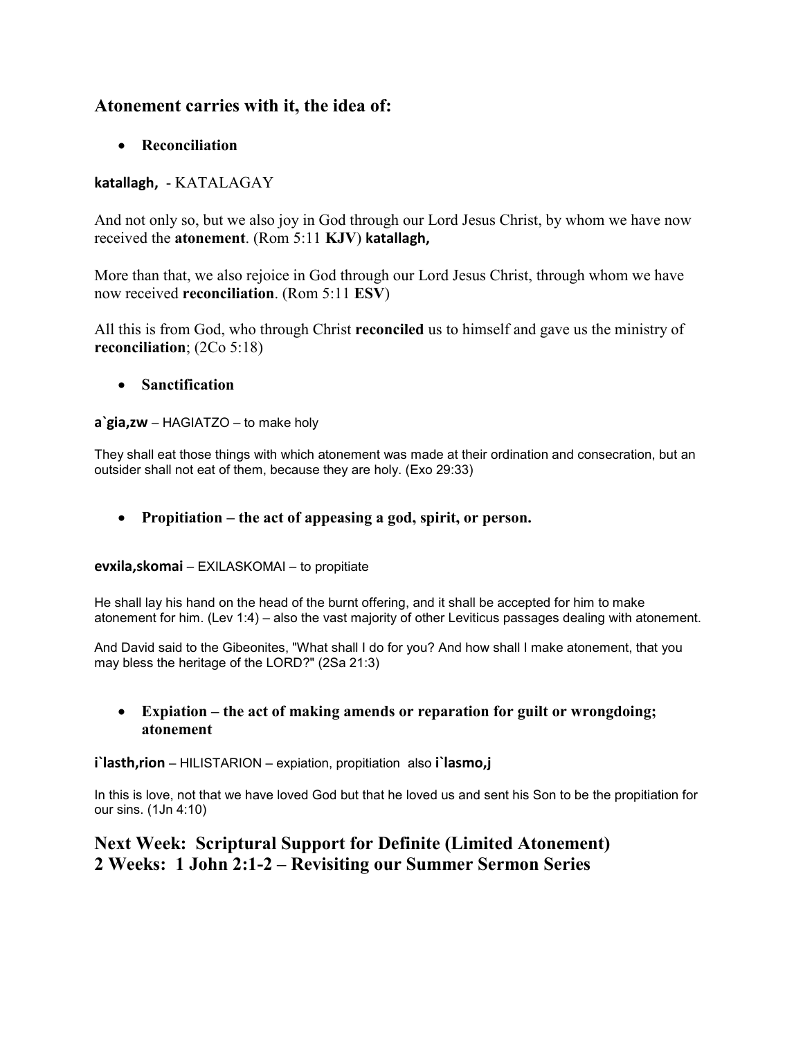## Atonement carries with it, the idea of:

- **Reconciliation**

**katallagh,** - KATALAGAY

And not only so, but we also joy in God through our Lord Jesus Christ, by whom we have now received the **atonement**. (Rom 5:11 **KJV**) **katallagh,**

More than that, we also rejoice in God through our Lord Jesus Christ, through whom we have now received **reconciliation**. (Rom 5:11 **ESV**)

All this is from God, who through Christ **reconciled** us to himself and gave us the ministry of **reconciliation**; (2Co 5:18)

- **Sanctification**

**a`gia,zw** – HAGIATZO – to make holy

They shall eat those things with which atonement was made at their ordination and consecration, but an outsider shall not eat of them, because they are holy. (Exo 29:33)

- **Propitiation – the act of appeasing a god, spirit, or person.**

**evxila,skomai** – EXILASKOMAI – to propitiate

He shall lay his hand on the head of the burnt offering, and it shall be accepted for him to make atonement for him. (Lev 1:4) – also the vast majority of other Leviticus passages dealing with atonement.

And David said to the Gibeonites, "What shall I do for you? And how shall I make atonement, that you may bless the heritage of the LORD?" (2Sa 21:3)

- **Expiation – the act of making amends or reparation for guilt or wrongdoing; atonement**

**i`lasth,rion** – HILISTARION – expiation, propitiation also **i`lasmo,j**

In this is love, not that we have loved God but that he loved us and sent his Son to be the propitiation for our sins. (1Jn 4:10)

## Next Week: Scriptural Support for Definite (Limited Atonement)
## 2 Weeks: 1 John 2:1-2 – Revisiting our Summer Sermon Series